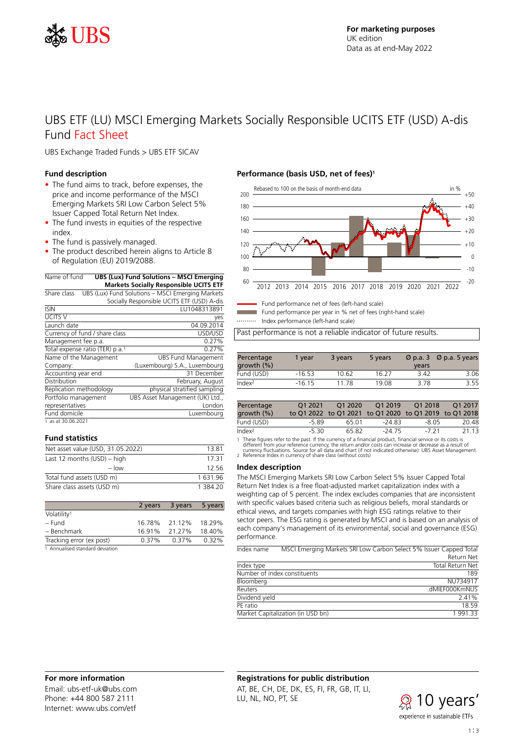For marketing purposes
UK edition
Data as at end-May 2022

# UBS ETF (LU) MSCI Emerging Markets Socially Responsible UCITS ETF (USD) A-dis
Fund Fact Sheet

UBS Exchange Traded Funds > UBS ETF SICAV

## Fund description

- The fund aims to track, before expenses, the price and income performance of the MSCI Emerging Markets SRI Low Carbon Select 5% Issuer Capped Total Return Net Index.
- The fund invests in equities of the respective index.
- The fund is passively managed.
- The product described herein aligns to Article 8 of Regulation (EU) 2019/2088.

| | |
|---|---|
| Name of fund | **UBS (Lux) Fund Solutions – MSCI Emerging Markets Socially Responsible UCITS ETF** |
| Share class | UBS (Lux) Fund Solutions – MSCI Emerging Markets Socially Responsible UCITS ETF (USD) A-dis |
| ISIN | LU1048313891 |
| UCITS V | yes |
| Launch date | 04.09.2014 |
| Currency of fund / share class | USD/USD |
| Management fee p.a. | 0.27% |
| Total expense ratio (TER) p.a.[1] | 0.27% |
| Name of the Management Company: | UBS Fund Management (Luxembourg) S.A., Luxembourg |
| Accounting year end | 31 December |
| Distribution | February, August |
| Replication methodology | physical stratified sampling |
| Portfolio management representatives | UBS Asset Management (UK) Ltd., London |
| Fund domicile | Luxembourg |

1 as at 30.06.2021

## Fund statistics

| | |
|---|---|
| Net asset value (USD, 31.05.2022) | 13.81 |
| Last 12 months (USD) – high | 17.31 |
| – low | 12.56 |
| Total fund assets (USD m) | 1 631.96 |
| Share class assets (USD m) | 1 384.20 |

| | 2 years | 3 years | 5 years |
|---|---|---|---|
| Volatility[1] | | | |
| – Fund | 16.78% | 21.12% | 18.29% |
| – Benchmark | 16.91% | 21.27% | 18.40% |
| Tracking error (ex post) | 0.37% | 0.37% | 0.32% |

1 Annualised standard deviation

## Performance (basis USD, net of fees)[1]

Rebased to 100 on the basis of month-end data

- Fund performance net of fees (left-hand scale)
- Fund performance per year in % net of fees (right-hand scale)
- Index performance (left-hand scale)

Past performance is not a reliable indicator of future results.

| Percentage growth (%) | 1 year | 3 years | 5 years | Ø p.a. 3 years | Ø p.a. 5 years |
|---|---|---|---|---|---|
| Fund (USD) | -16.53 | 10.62 | 16.27 | 3.42 | 3.06 |
| Index[2] | -16.15 | 11.78 | 19.08 | 3.78 | 3.55 |

| Percentage growth (%) | Q1 2021 to Q1 2022 | Q1 2020 to Q1 2021 | Q1 2019 to Q1 2020 | Q1 2018 to Q1 2019 | Q1 2017 to Q1 2018 |
|---|---|---|---|---|---|
| Fund (USD) | -5.89 | 65.01 | -24.83 | -8.05 | 20.48 |
| Index[2] | -5.30 | 65.82 | -24.75 | -7.21 | 21.13 |

1 These figures refer to the past. If the currency of a financial product, financial service or its costs is different from your reference currency, the return and/or costs can increase or decrease as a result of currency fluctuations. Source for all data and chart (if not indicated otherwise): UBS Asset Management.
2 Reference Index in currency of share class (without costs)

## Index description

The MSCI Emerging Markets SRI Low Carbon Select 5% Issuer Capped Total Return Net Index is a free float-adjusted market capitalization index with a weighting cap of 5 percent. The index excludes companies that are inconsistent with specific values based criteria such as religious beliefs, moral standards or ethical views, and targets companies with high ESG ratings relative to their sector peers. The ESG rating is generated by MSCI and is based on an analysis of each company's management of its environmental, social and governance (ESG) performance.

| | |
|---|---|
| Index name | MSCI Emerging Markets SRI Low Carbon Select 5% Issuer Capped Total Return Net |
| Index type | Total Return Net |
| Number of index constituents | 189 |
| Bloomberg | NU734917 |
| Reuters | .dMIEF000KmNUS |
| Dividend yield | 2.41% |
| PE ratio | 18.59 |
| Market Capitalization (in USD bn) | 1 991.33 |

## For more information

Email: ubs-etf-uk@ubs.com
Phone: +44 800 587 2111
Internet: www.ubs.com/etf

## Registrations for public distribution

AT, BE, CH, DE, DK, ES, FI, FR, GB, IT, LI, LU, NL, NO, PT, SE

10 years' experience in sustainable ETFs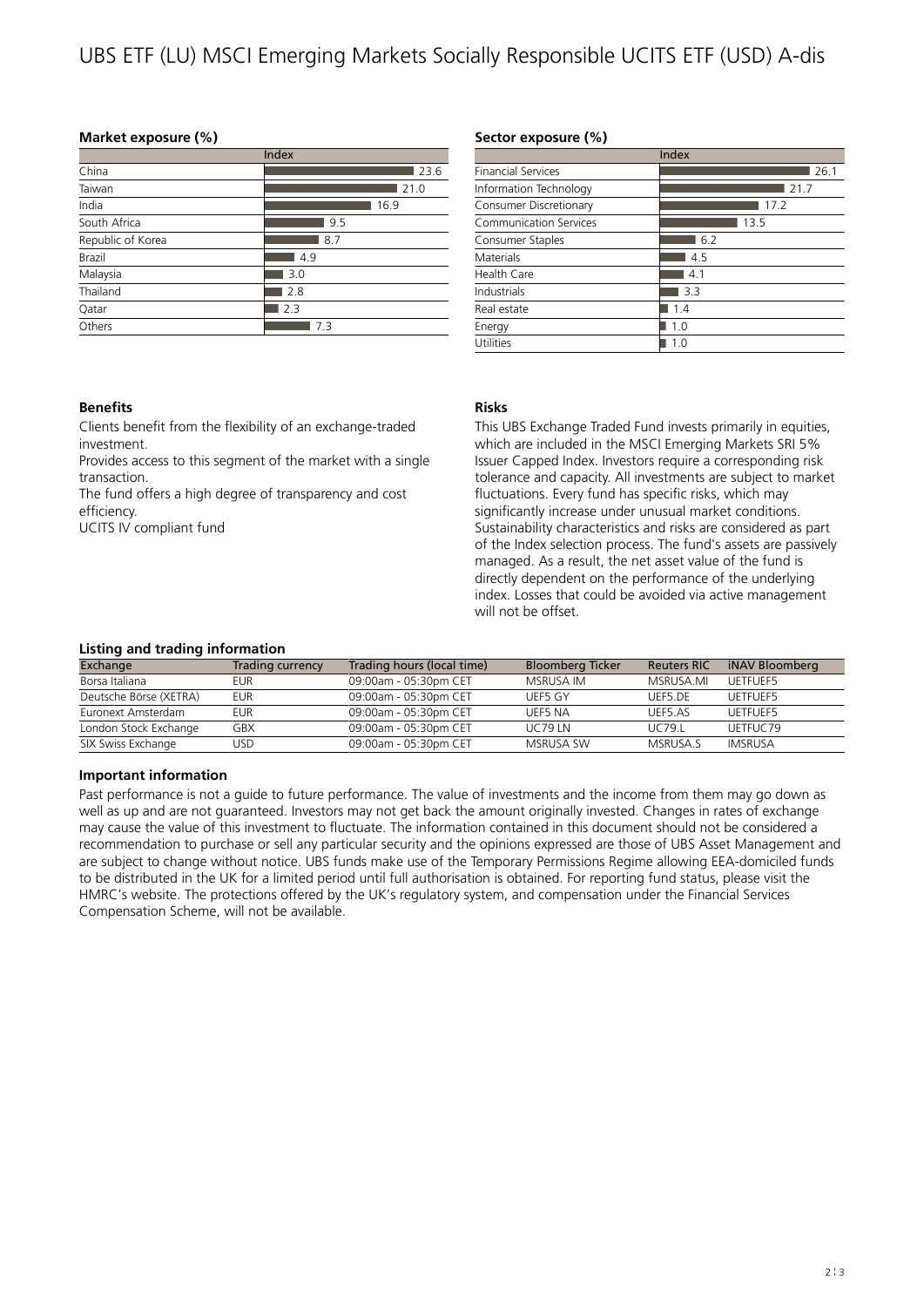# UBS ETF (LU) MSCI Emerging Markets Socially Responsible UCITS ETF (USD) A-dis

### Market exposure (%)

| | Index |
|---|---|
| China | 23.6 |
| Taiwan | 21.0 |
| India | 16.9 |
| South Africa | 9.5 |
| Republic of Korea | 8.7 |
| Brazil | 4.9 |
| Malaysia | 3.0 |
| Thailand | 2.8 |
| Qatar | 2.3 |
| Others | 7.3 |

### Sector exposure (%)

| | Index |
|---|---|
| Financial Services | 26.1 |
| Information Technology | 21.7 |
| Consumer Discretionary | 17.2 |
| Communication Services | 13.5 |
| Consumer Staples | 6.2 |
| Materials | 4.5 |
| Health Care | 4.1 |
| Industrials | 3.3 |
| Real estate | 1.4 |
| Energy | 1.0 |
| Utilities | 1.0 |

### Benefits

Clients benefit from the flexibility of an exchange-traded investment.

Provides access to this segment of the market with a single transaction.

The fund offers a high degree of transparency and cost efficiency.

UCITS IV compliant fund

### Risks

This UBS Exchange Traded Fund invests primarily in equities, which are included in the MSCI Emerging Markets SRI 5% Issuer Capped Index. Investors require a corresponding risk tolerance and capacity. All investments are subject to market fluctuations. Every fund has specific risks, which may significantly increase under unusual market conditions. Sustainability characteristics and risks are considered as part of the Index selection process. The fund's assets are passively managed. As a result, the net asset value of the fund is directly dependent on the performance of the underlying index. Losses that could be avoided via active management will not be offset.

### Listing and trading information

| Exchange | Trading currency | Trading hours (local time) | Bloomberg Ticker | Reuters RIC | iNAV Bloomberg |
|---|---|---|---|---|---|
| Borsa Italiana | EUR | 09:00am - 05:30pm CET | MSRUSA IM | MSRUSA.MI | UETFUEF5 |
| Deutsche Börse (XETRA) | EUR | 09:00am - 05:30pm CET | UEF5 GY | UEF5.DE | UETFUEF5 |
| Euronext Amsterdam | EUR | 09:00am - 05:30pm CET | UEF5 NA | UEF5.AS | UETFUEF5 |
| London Stock Exchange | GBX | 09:00am - 05:30pm CET | UC79 LN | UC79.L | UETFUC79 |
| SIX Swiss Exchange | USD | 09:00am - 05:30pm CET | MSRUSA SW | MSRUSA.S | IMSRUSA |

### Important information

Past performance is not a guide to future performance. The value of investments and the income from them may go down as well as up and are not guaranteed. Investors may not get back the amount originally invested. Changes in rates of exchange may cause the value of this investment to fluctuate. The information contained in this document should not be considered a recommendation to purchase or sell any particular security and the opinions expressed are those of UBS Asset Management and are subject to change without notice. UBS funds make use of the Temporary Permissions Regime allowing EEA-domiciled funds to be distributed in the UK for a limited period until full authorisation is obtained. For reporting fund status, please visit the HMRC's website. The protections offered by the UK's regulatory system, and compensation under the Financial Services Compensation Scheme, will not be available.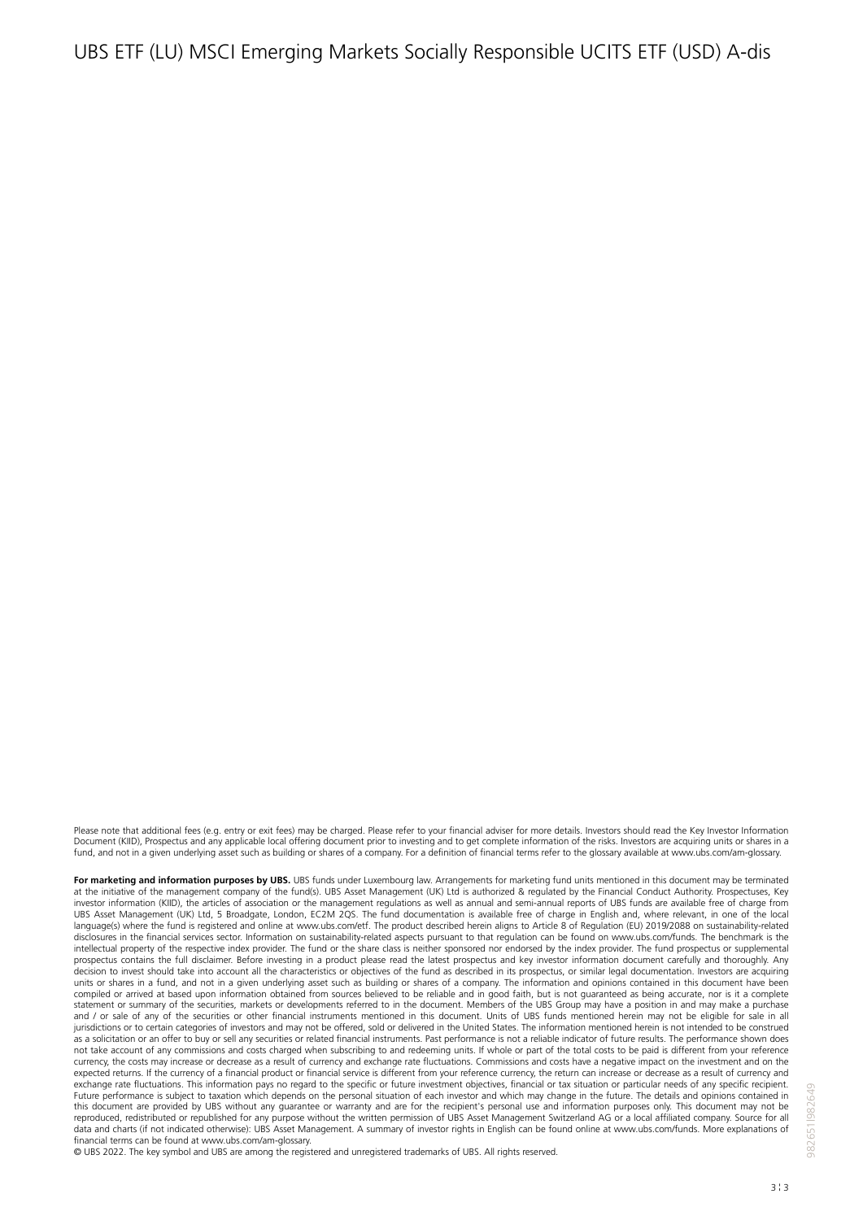# UBS ETF (LU) MSCI Emerging Markets Socially Responsible UCITS ETF (USD) A-dis

Please note that additional fees (e.g. entry or exit fees) may be charged. Please refer to your financial adviser for more details. Investors should read the Key Investor Information Document (KIID), Prospectus and any applicable local offering document prior to investing and to get complete information of the risks. Investors are acquiring units or shares in a fund, and not in a given underlying asset such as building or shares of a company. For a definition of financial terms refer to the glossary available at www.ubs.com/am-glossary.

**For marketing and information purposes by UBS.** UBS funds under Luxembourg law. Arrangements for marketing fund units mentioned in this document may be terminated at the initiative of the management company of the fund(s). UBS Asset Management (UK) Ltd is authorized & regulated by the Financial Conduct Authority. Prospectuses, Key investor information (KIID), the articles of association or the management regulations as well as annual and semi-annual reports of UBS funds are available free of charge from UBS Asset Management (UK) Ltd, 5 Broadgate, London, EC2M 2QS. The fund documentation is available free of charge in English and, where relevant, in one of the local language(s) where the fund is registered and online at www.ubs.com/etf. The product described herein aligns to Article 8 of Regulation (EU) 2019/2088 on sustainability-related disclosures in the financial services sector. Information on sustainability-related aspects pursuant to that regulation can be found on www.ubs.com/funds. The benchmark is the intellectual property of the respective index provider. The fund or the share class is neither sponsored nor endorsed by the index provider. The fund prospectus or supplemental prospectus contains the full disclaimer. Before investing in a product please read the latest prospectus and key investor information document carefully and thoroughly. Any decision to invest should take into account all the characteristics or objectives of the fund as described in its prospectus, or similar legal documentation. Investors are acquiring units or shares in a fund, and not in a given underlying asset such as building or shares of a company. The information and opinions contained in this document have been compiled or arrived at based upon information obtained from sources believed to be reliable and in good faith, but is not guaranteed as being accurate, nor is it a complete statement or summary of the securities, markets or developments referred to in the document. Members of the UBS Group may have a position in and may make a purchase and / or sale of any of the securities or other financial instruments mentioned in this document. Units of UBS funds mentioned herein may not be eligible for sale in all jurisdictions or to certain categories of investors and may not be offered, sold or delivered in the United States. The information mentioned herein is not intended to be construed as a solicitation or an offer to buy or sell any securities or related financial instruments. Past performance is not a reliable indicator of future results. The performance shown does not take account of any commissions and costs charged when subscribing to and redeeming units. If whole or part of the total costs to be paid is different from your reference currency, the costs may increase or decrease as a result of currency and exchange rate fluctuations. Commissions and costs have a negative impact on the investment and on the expected returns. If the currency of a financial product or financial service is different from your reference currency, the return can increase or decrease as a result of currency and exchange rate fluctuations. This information pays no regard to the specific or future investment objectives, financial or tax situation or particular needs of any specific recipient. Future performance is subject to taxation which depends on the personal situation of each investor and which may change in the future. The details and opinions contained in this document are provided by UBS without any guarantee or warranty and are for the recipient's personal use and information purposes only. This document may not be reproduced, redistributed or republished for any purpose without the written permission of UBS Asset Management Switzerland AG or a local affiliated company. Source for all data and charts (if not indicated otherwise): UBS Asset Management. A summary of investor rights in English can be found online at www.ubs.com/funds. More explanations of financial terms can be found at www.ubs.com/am-glossary.

© UBS 2022. The key symbol and UBS are among the registered and unregistered trademarks of UBS. All rights reserved.

98265198264​9